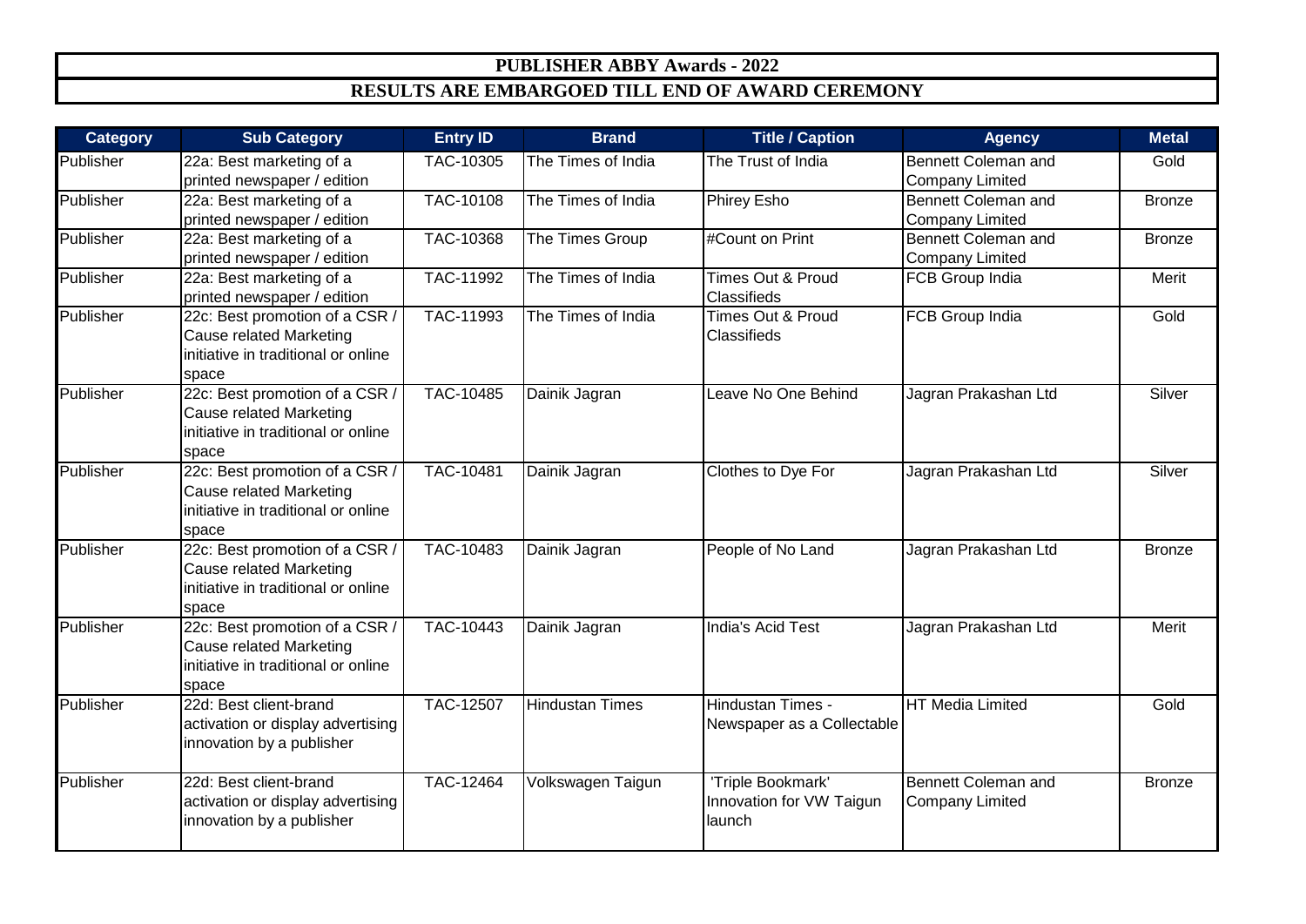# PUBLISHER ABBY Awards - 2022

## RESULTS ARE EMBARGOED TILL END OF AWARD CEREMONY

| Category | Sub Category | Entry ID | Brand | Title / Caption | Agency | Metal |
|---|---|---|---|---|---|---|
| Publisher | 22a: Best marketing of a printed newspaper / edition | TAC-10305 | The Times of India | The Trust of India | Bennett Coleman and Company Limited | Gold |
| Publisher | 22a: Best marketing of a printed newspaper / edition | TAC-10108 | The Times of India | Phirey Esho | Bennett Coleman and Company Limited | Bronze |
| Publisher | 22a: Best marketing of a printed newspaper / edition | TAC-10368 | The Times Group | #Count on Print | Bennett Coleman and Company Limited | Bronze |
| Publisher | 22a: Best marketing of a printed newspaper / edition | TAC-11992 | The Times of India | Times Out & Proud Classifieds | FCB Group India | Merit |
| Publisher | 22c: Best promotion of a CSR / Cause related Marketing initiative in traditional or online space | TAC-11993 | The Times of India | Times Out & Proud Classifieds | FCB Group India | Gold |
| Publisher | 22c: Best promotion of a CSR / Cause related Marketing initiative in traditional or online space | TAC-10485 | Dainik Jagran | Leave No One Behind | Jagran Prakashan Ltd | Silver |
| Publisher | 22c: Best promotion of a CSR / Cause related Marketing initiative in traditional or online space | TAC-10481 | Dainik Jagran | Clothes to Dye For | Jagran Prakashan Ltd | Silver |
| Publisher | 22c: Best promotion of a CSR / Cause related Marketing initiative in traditional or online space | TAC-10483 | Dainik Jagran | People of No Land | Jagran Prakashan Ltd | Bronze |
| Publisher | 22c: Best promotion of a CSR / Cause related Marketing initiative in traditional or online space | TAC-10443 | Dainik Jagran | India's Acid Test | Jagran Prakashan Ltd | Merit |
| Publisher | 22d: Best client-brand activation or display advertising innovation by a publisher | TAC-12507 | Hindustan Times | Hindustan Times - Newspaper as a Collectable | HT Media Limited | Gold |
| Publisher | 22d: Best client-brand activation or display advertising innovation by a publisher | TAC-12464 | Volkswagen Taigun | 'Triple Bookmark' Innovation for VW Taigun launch | Bennett Coleman and Company Limited | Bronze |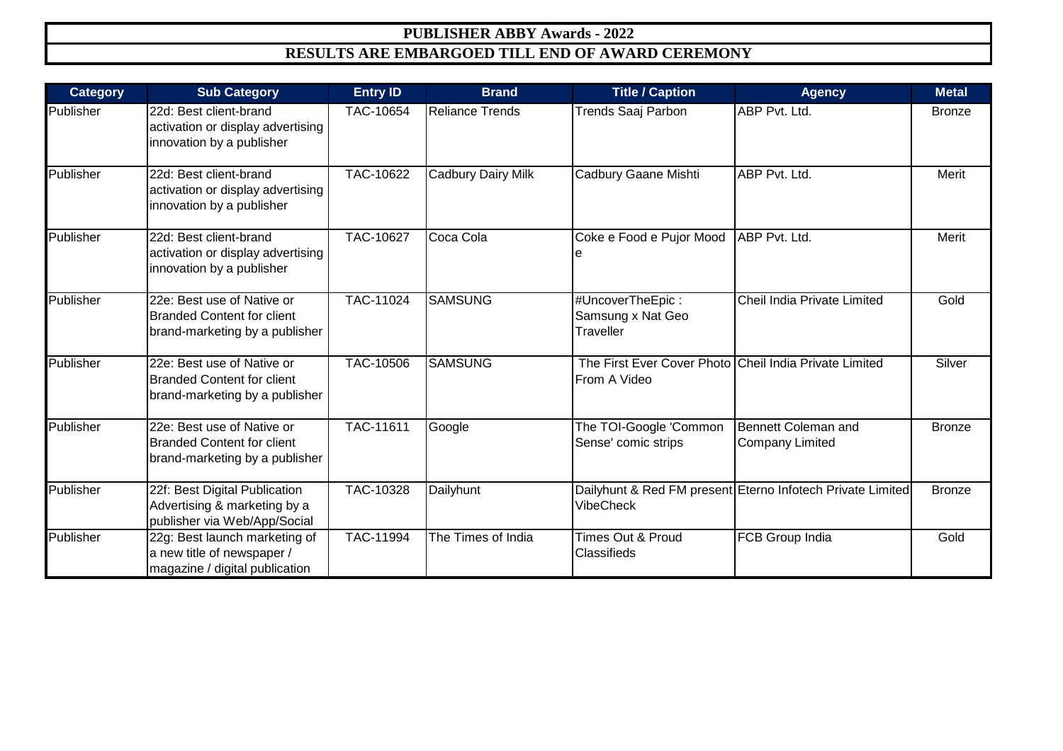# PUBLISHER ABBY Awards - 2022

## RESULTS ARE EMBARGOED TILL END OF AWARD CEREMONY

| Category | Sub Category | Entry ID | Brand | Title / Caption | Agency | Metal |
|---|---|---|---|---|---|---|
| Publisher | 22d: Best client-brand activation or display advertising innovation by a publisher | TAC-10654 | Reliance Trends | Trends Saaj Parbon | ABP Pvt. Ltd. | Bronze |
| Publisher | 22d: Best client-brand activation or display advertising innovation by a publisher | TAC-10622 | Cadbury Dairy Milk | Cadbury Gaane Mishti | ABP Pvt. Ltd. | Merit |
| Publisher | 22d: Best client-brand activation or display advertising innovation by a publisher | TAC-10627 | Coca Cola | Coke e Food e Pujor Mood e | ABP Pvt. Ltd. | Merit |
| Publisher | 22e: Best use of Native or Branded Content for client brand-marketing by a publisher | TAC-11024 | SAMSUNG | #UncoverTheEpic : Samsung x Nat Geo Traveller | Cheil India Private Limited | Gold |
| Publisher | 22e: Best use of Native or Branded Content for client brand-marketing by a publisher | TAC-10506 | SAMSUNG | The First Ever Cover Photo From A Video | Cheil India Private Limited | Silver |
| Publisher | 22e: Best use of Native or Branded Content for client brand-marketing by a publisher | TAC-11611 | Google | The TOI-Google 'Common Sense' comic strips | Bennett Coleman and Company Limited | Bronze |
| Publisher | 22f: Best Digital Publication Advertising & marketing by a publisher via Web/App/Social | TAC-10328 | Dailyhunt | Dailyhunt & Red FM present VibeCheck | Eterno Infotech Private Limited | Bronze |
| Publisher | 22g: Best launch marketing of a new title of newspaper / magazine / digital publication | TAC-11994 | The Times of India | Times Out & Proud Classifieds | FCB Group India | Gold |